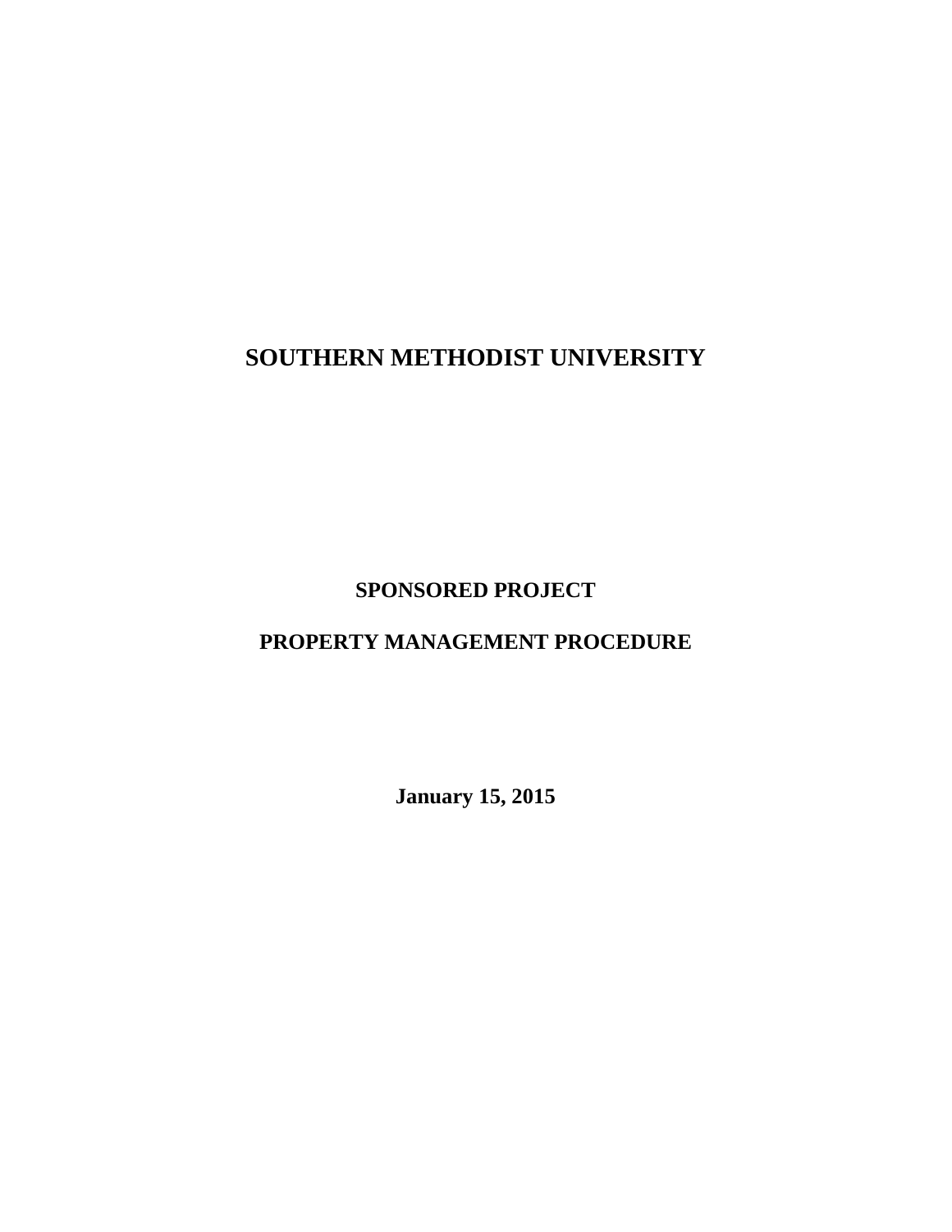# SOUTHERN METHODIST UNIVERSITY

## SPONSORED PROJECT

## PROPERTY MANAGEMENT PROCEDURE

**January 15, 2015**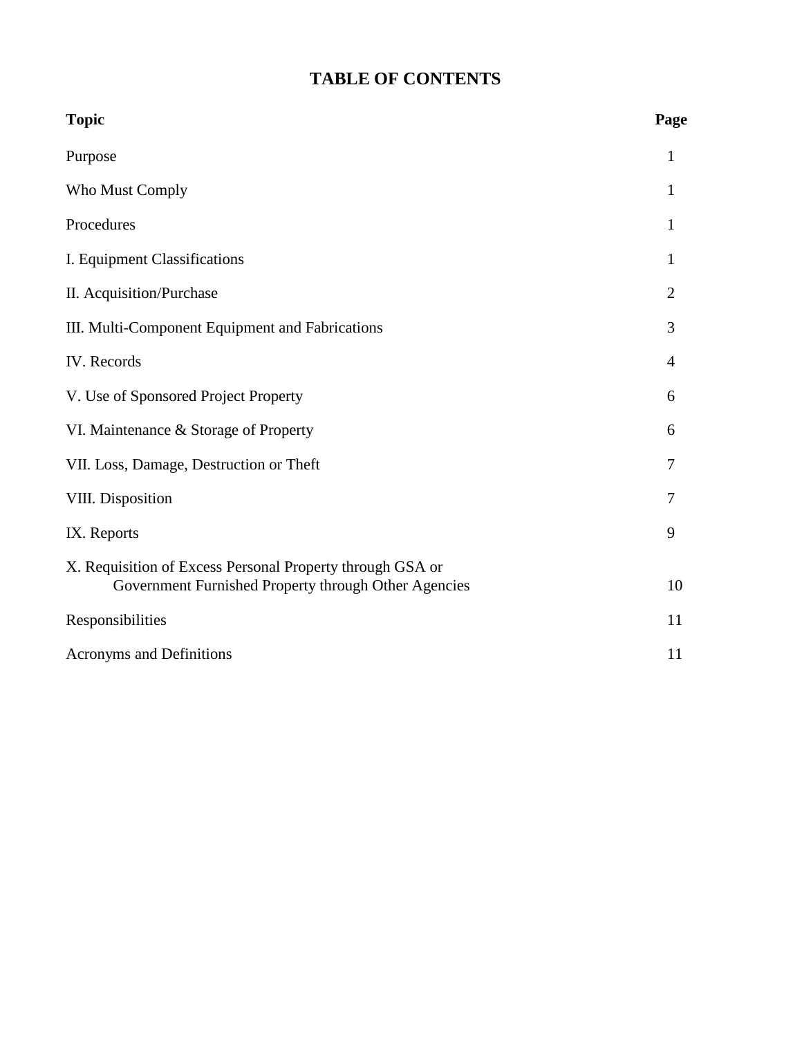# TABLE OF CONTENTS

| Topic | Page |
| --- | --- |
| Purpose | 1 |
| Who Must Comply | 1 |
| Procedures | 1 |
| I. Equipment Classifications | 1 |
| II. Acquisition/Purchase | 2 |
| III. Multi-Component Equipment and Fabrications | 3 |
| IV. Records | 4 |
| V. Use of Sponsored Project Property | 6 |
| VI. Maintenance & Storage of Property | 6 |
| VII. Loss, Damage, Destruction or Theft | 7 |
| VIII. Disposition | 7 |
| IX. Reports | 9 |
| X. Requisition of Excess Personal Property through GSA or Government Furnished Property through Other Agencies | 10 |
| Responsibilities | 11 |
| Acronyms and Definitions | 11 |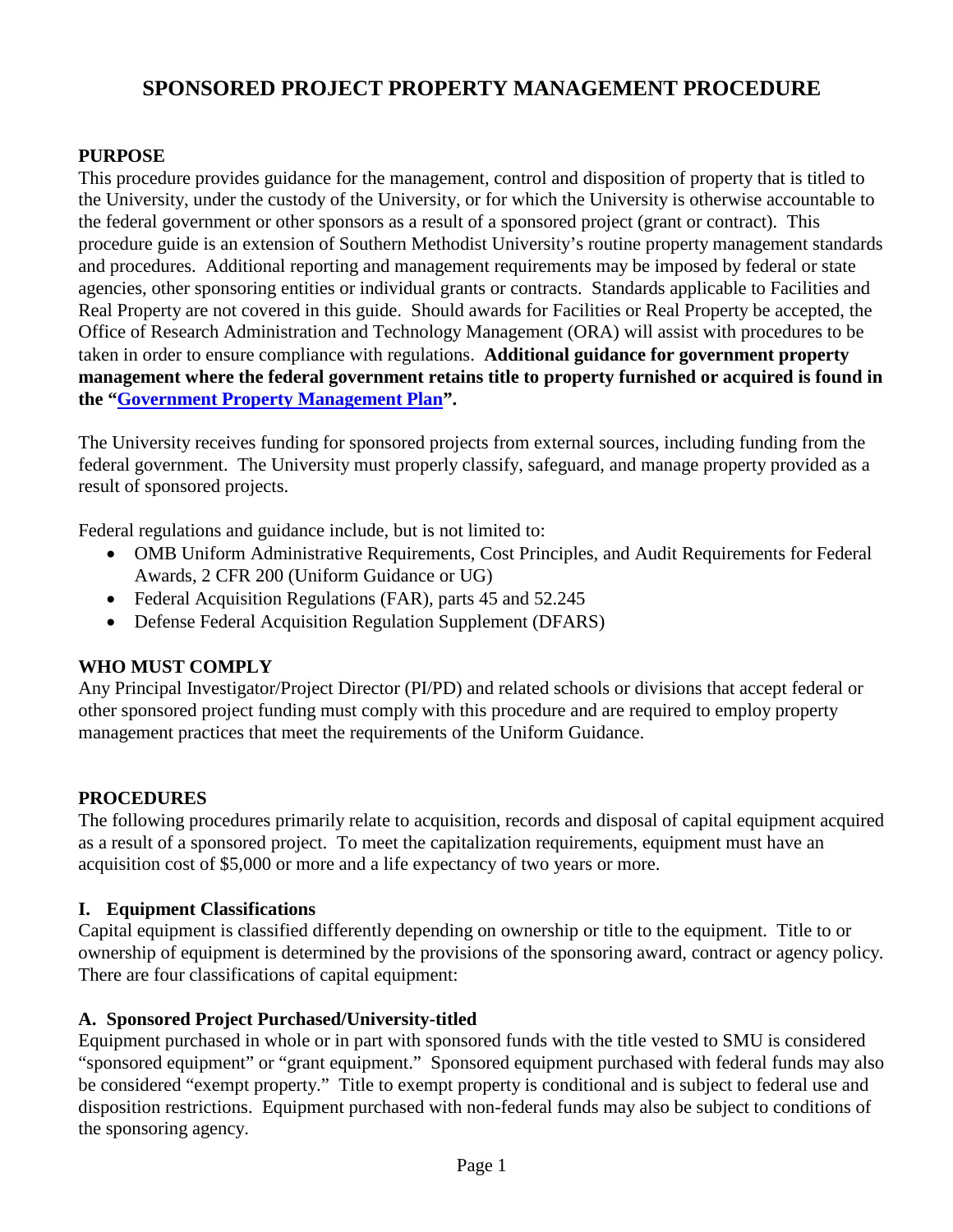# SPONSORED PROJECT PROPERTY MANAGEMENT PROCEDURE

## PURPOSE

This procedure provides guidance for the management, control and disposition of property that is titled to the University, under the custody of the University, or for which the University is otherwise accountable to the federal government or other sponsors as a result of a sponsored project (grant or contract). This procedure guide is an extension of Southern Methodist University's routine property management standards and procedures. Additional reporting and management requirements may be imposed by federal or state agencies, other sponsoring entities or individual grants or contracts. Standards applicable to Facilities and Real Property are not covered in this guide. Should awards for Facilities or Real Property be accepted, the Office of Research Administration and Technology Management (ORA) will assist with procedures to be taken in order to ensure compliance with regulations. **Additional guidance for government property management where the federal government retains title to property furnished or acquired is found in the "Government Property Management Plan".**

The University receives funding for sponsored projects from external sources, including funding from the federal government. The University must properly classify, safeguard, and manage property provided as a result of sponsored projects.

Federal regulations and guidance include, but is not limited to:

- OMB Uniform Administrative Requirements, Cost Principles, and Audit Requirements for Federal Awards, 2 CFR 200 (Uniform Guidance or UG)
- Federal Acquisition Regulations (FAR), parts 45 and 52.245
- Defense Federal Acquisition Regulation Supplement (DFARS)

## WHO MUST COMPLY

Any Principal Investigator/Project Director (PI/PD) and related schools or divisions that accept federal or other sponsored project funding must comply with this procedure and are required to employ property management practices that meet the requirements of the Uniform Guidance.

## PROCEDURES

The following procedures primarily relate to acquisition, records and disposal of capital equipment acquired as a result of a sponsored project. To meet the capitalization requirements, equipment must have an acquisition cost of $5,000 or more and a life expectancy of two years or more.

### I. Equipment Classifications

Capital equipment is classified differently depending on ownership or title to the equipment. Title to or ownership of equipment is determined by the provisions of the sponsoring award, contract or agency policy. There are four classifications of capital equipment:

#### A. Sponsored Project Purchased/University-titled

Equipment purchased in whole or in part with sponsored funds with the title vested to SMU is considered "sponsored equipment" or "grant equipment." Sponsored equipment purchased with federal funds may also be considered "exempt property." Title to exempt property is conditional and is subject to federal use and disposition restrictions. Equipment purchased with non-federal funds may also be subject to conditions of the sponsoring agency.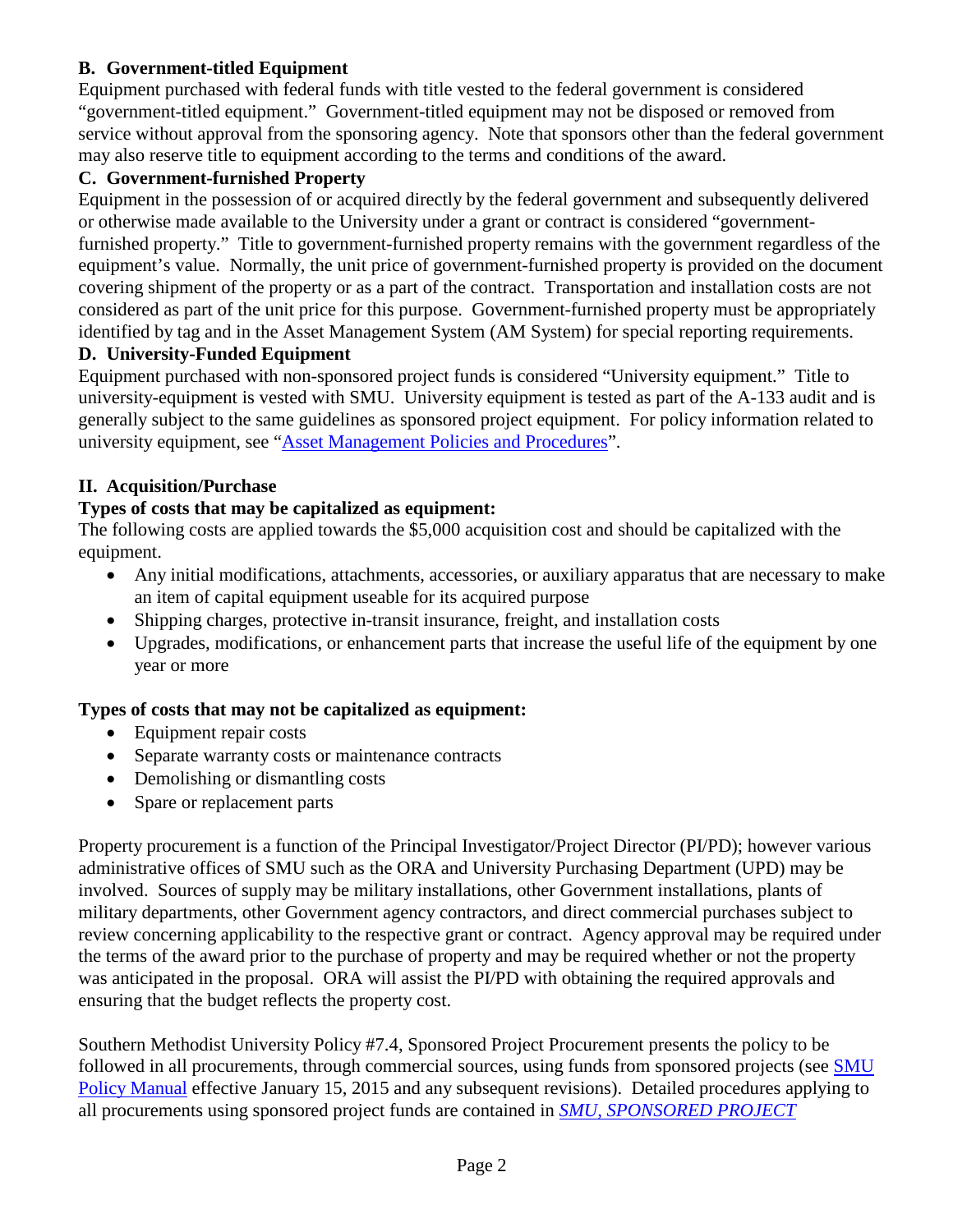### B. Government-titled Equipment

Equipment purchased with federal funds with title vested to the federal government is considered "government-titled equipment." Government-titled equipment may not be disposed or removed from service without approval from the sponsoring agency. Note that sponsors other than the federal government may also reserve title to equipment according to the terms and conditions of the award.

### C. Government-furnished Property

Equipment in the possession of or acquired directly by the federal government and subsequently delivered or otherwise made available to the University under a grant or contract is considered "government-furnished property." Title to government-furnished property remains with the government regardless of the equipment's value. Normally, the unit price of government-furnished property is provided on the document covering shipment of the property or as a part of the contract. Transportation and installation costs are not considered as part of the unit price for this purpose. Government-furnished property must be appropriately identified by tag and in the Asset Management System (AM System) for special reporting requirements.

### D. University-Funded Equipment

Equipment purchased with non-sponsored project funds is considered "University equipment." Title to university-equipment is vested with SMU. University equipment is tested as part of the A-133 audit and is generally subject to the same guidelines as sponsored project equipment. For policy information related to university equipment, see "Asset Management Policies and Procedures".

## II. Acquisition/Purchase

**Types of costs that may be capitalized as equipment:**

The following costs are applied towards the $5,000 acquisition cost and should be capitalized with the equipment.

- Any initial modifications, attachments, accessories, or auxiliary apparatus that are necessary to make an item of capital equipment useable for its acquired purpose
- Shipping charges, protective in-transit insurance, freight, and installation costs
- Upgrades, modifications, or enhancement parts that increase the useful life of the equipment by one year or more

**Types of costs that may not be capitalized as equipment:**

- Equipment repair costs
- Separate warranty costs or maintenance contracts
- Demolishing or dismantling costs
- Spare or replacement parts

Property procurement is a function of the Principal Investigator/Project Director (PI/PD); however various administrative offices of SMU such as the ORA and University Purchasing Department (UPD) may be involved. Sources of supply may be military installations, other Government installations, plants of military departments, other Government agency contractors, and direct commercial purchases subject to review concerning applicability to the respective grant or contract. Agency approval may be required under the terms of the award prior to the purchase of property and may be required whether or not the property was anticipated in the proposal. ORA will assist the PI/PD with obtaining the required approvals and ensuring that the budget reflects the property cost.

Southern Methodist University Policy #7.4, Sponsored Project Procurement presents the policy to be followed in all procurements, through commercial sources, using funds from sponsored projects (see SMU Policy Manual effective January 15, 2015 and any subsequent revisions). Detailed procedures applying to all procurements using sponsored project funds are contained in *SMU, SPONSORED PROJECT*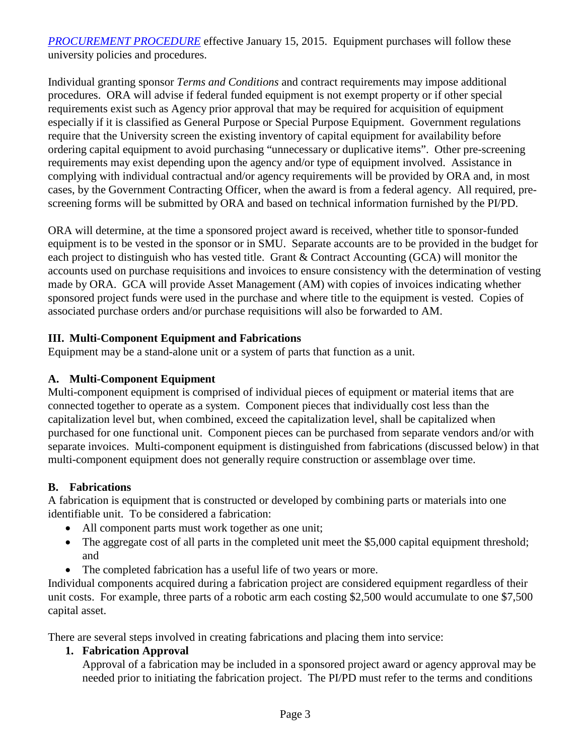*PROCUREMENT PROCEDURE* effective January 15, 2015. Equipment purchases will follow these university policies and procedures.

Individual granting sponsor *Terms and Conditions* and contract requirements may impose additional procedures. ORA will advise if federal funded equipment is not exempt property or if other special requirements exist such as Agency prior approval that may be required for acquisition of equipment especially if it is classified as General Purpose or Special Purpose Equipment. Government regulations require that the University screen the existing inventory of capital equipment for availability before ordering capital equipment to avoid purchasing "unnecessary or duplicative items". Other pre-screening requirements may exist depending upon the agency and/or type of equipment involved. Assistance in complying with individual contractual and/or agency requirements will be provided by ORA and, in most cases, by the Government Contracting Officer, when the award is from a federal agency. All required, pre-screening forms will be submitted by ORA and based on technical information furnished by the PI/PD.

ORA will determine, at the time a sponsored project award is received, whether title to sponsor-funded equipment is to be vested in the sponsor or in SMU. Separate accounts are to be provided in the budget for each project to distinguish who has vested title. Grant & Contract Accounting (GCA) will monitor the accounts used on purchase requisitions and invoices to ensure consistency with the determination of vesting made by ORA. GCA will provide Asset Management (AM) with copies of invoices indicating whether sponsored project funds were used in the purchase and where title to the equipment is vested. Copies of associated purchase orders and/or purchase requisitions will also be forwarded to AM.

## III. Multi-Component Equipment and Fabrications

Equipment may be a stand-alone unit or a system of parts that function as a unit.

### A. Multi-Component Equipment

Multi-component equipment is comprised of individual pieces of equipment or material items that are connected together to operate as a system. Component pieces that individually cost less than the capitalization level but, when combined, exceed the capitalization level, shall be capitalized when purchased for one functional unit. Component pieces can be purchased from separate vendors and/or with separate invoices. Multi-component equipment is distinguished from fabrications (discussed below) in that multi-component equipment does not generally require construction or assemblage over time.

### B. Fabrications

A fabrication is equipment that is constructed or developed by combining parts or materials into one identifiable unit. To be considered a fabrication:

- All component parts must work together as one unit;
- The aggregate cost of all parts in the completed unit meet the $5,000 capital equipment threshold; and
- The completed fabrication has a useful life of two years or more.

Individual components acquired during a fabrication project are considered equipment regardless of their unit costs. For example, three parts of a robotic arm each costing $2,500 would accumulate to one $7,500 capital asset.

There are several steps involved in creating fabrications and placing them into service:

1. **Fabrication Approval**
   Approval of a fabrication may be included in a sponsored project award or agency approval may be needed prior to initiating the fabrication project. The PI/PD must refer to the terms and conditions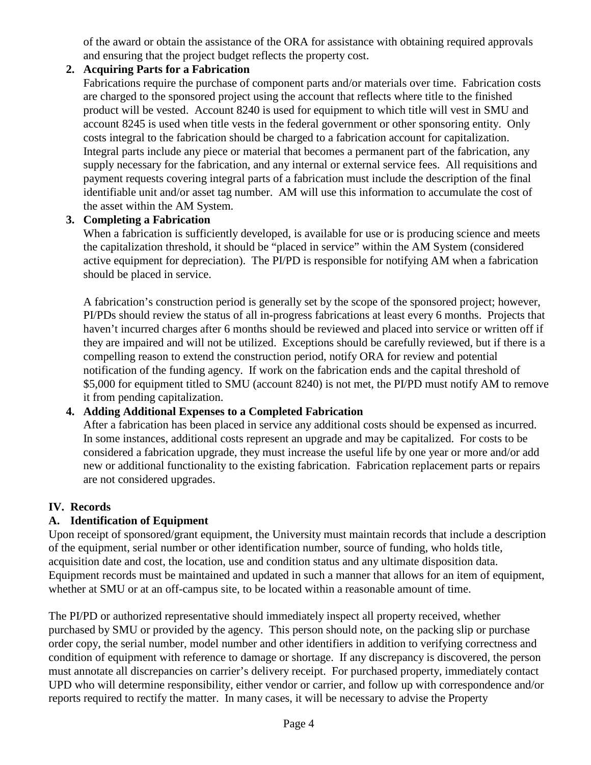of the award or obtain the assistance of the ORA for assistance with obtaining required approvals and ensuring that the project budget reflects the property cost.

2. **Acquiring Parts for a Fabrication**

   Fabrications require the purchase of component parts and/or materials over time. Fabrication costs are charged to the sponsored project using the account that reflects where title to the finished product will be vested. Account 8240 is used for equipment to which title will vest in SMU and account 8245 is used when title vests in the federal government or other sponsoring entity. Only costs integral to the fabrication should be charged to a fabrication account for capitalization. Integral parts include any piece or material that becomes a permanent part of the fabrication, any supply necessary for the fabrication, and any internal or external service fees. All requisitions and payment requests covering integral parts of a fabrication must include the description of the final identifiable unit and/or asset tag number. AM will use this information to accumulate the cost of the asset within the AM System.

3. **Completing a Fabrication**

   When a fabrication is sufficiently developed, is available for use or is producing science and meets the capitalization threshold, it should be "placed in service" within the AM System (considered active equipment for depreciation). The PI/PD is responsible for notifying AM when a fabrication should be placed in service.

   A fabrication's construction period is generally set by the scope of the sponsored project; however, PI/PDs should review the status of all in-progress fabrications at least every 6 months. Projects that haven't incurred charges after 6 months should be reviewed and placed into service or written off if they are impaired and will not be utilized. Exceptions should be carefully reviewed, but if there is a compelling reason to extend the construction period, notify ORA for review and potential notification of the funding agency. If work on the fabrication ends and the capital threshold of $5,000 for equipment titled to SMU (account 8240) is not met, the PI/PD must notify AM to remove it from pending capitalization.

4. **Adding Additional Expenses to a Completed Fabrication**

   After a fabrication has been placed in service any additional costs should be expensed as incurred. In some instances, additional costs represent an upgrade and may be capitalized. For costs to be considered a fabrication upgrade, they must increase the useful life by one year or more and/or add new or additional functionality to the existing fabrication. Fabrication replacement parts or repairs are not considered upgrades.

## IV. Records

### A. Identification of Equipment

Upon receipt of sponsored/grant equipment, the University must maintain records that include a description of the equipment, serial number or other identification number, source of funding, who holds title, acquisition date and cost, the location, use and condition status and any ultimate disposition data. Equipment records must be maintained and updated in such a manner that allows for an item of equipment, whether at SMU or at an off-campus site, to be located within a reasonable amount of time.

The PI/PD or authorized representative should immediately inspect all property received, whether purchased by SMU or provided by the agency. This person should note, on the packing slip or purchase order copy, the serial number, model number and other identifiers in addition to verifying correctness and condition of equipment with reference to damage or shortage. If any discrepancy is discovered, the person must annotate all discrepancies on carrier's delivery receipt. For purchased property, immediately contact UPD who will determine responsibility, either vendor or carrier, and follow up with correspondence and/or reports required to rectify the matter. In many cases, it will be necessary to advise the Property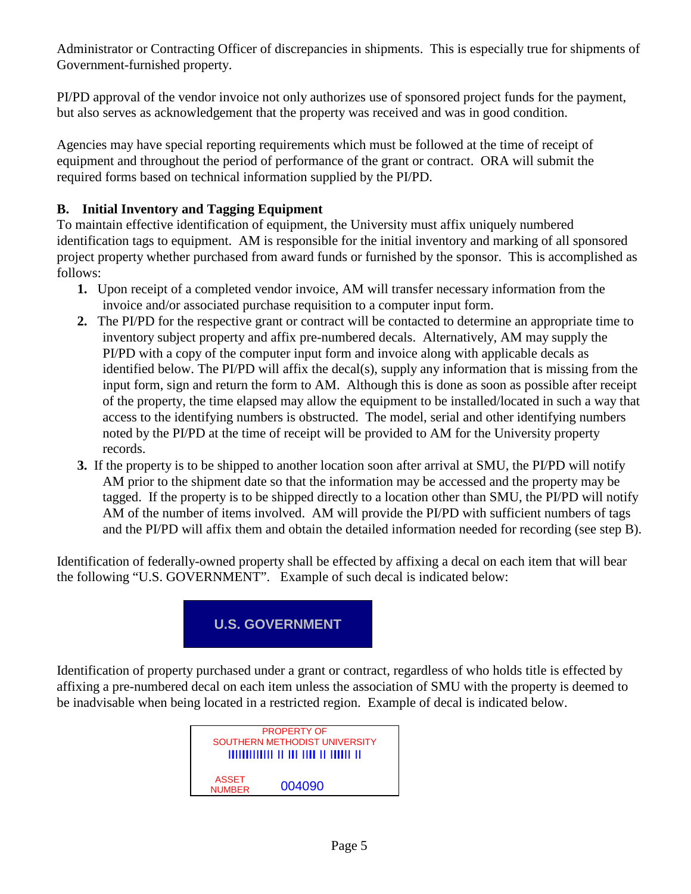Administrator or Contracting Officer of discrepancies in shipments. This is especially true for shipments of Government-furnished property.

PI/PD approval of the vendor invoice not only authorizes use of sponsored project funds for the payment, but also serves as acknowledgement that the property was received and was in good condition.

Agencies may have special reporting requirements which must be followed at the time of receipt of equipment and throughout the period of performance of the grant or contract. ORA will submit the required forms based on technical information supplied by the PI/PD.

### B. Initial Inventory and Tagging Equipment

To maintain effective identification of equipment, the University must affix uniquely numbered identification tags to equipment. AM is responsible for the initial inventory and marking of all sponsored project property whether purchased from award funds or furnished by the sponsor. This is accomplished as follows:

1. Upon receipt of a completed vendor invoice, AM will transfer necessary information from the invoice and/or associated purchase requisition to a computer input form.
2. The PI/PD for the respective grant or contract will be contacted to determine an appropriate time to inventory subject property and affix pre-numbered decals. Alternatively, AM may supply the PI/PD with a copy of the computer input form and invoice along with applicable decals as identified below. The PI/PD will affix the decal(s), supply any information that is missing from the input form, sign and return the form to AM. Although this is done as soon as possible after receipt of the property, the time elapsed may allow the equipment to be installed/located in such a way that access to the identifying numbers is obstructed. The model, serial and other identifying numbers noted by the PI/PD at the time of receipt will be provided to AM for the University property records.
3. If the property is to be shipped to another location soon after arrival at SMU, the PI/PD will notify AM prior to the shipment date so that the information may be accessed and the property may be tagged. If the property is to be shipped directly to a location other than SMU, the PI/PD will notify AM of the number of items involved. AM will provide the PI/PD with sufficient numbers of tags and the PI/PD will affix them and obtain the detailed information needed for recording (see step B).

Identification of federally-owned property shall be effected by affixing a decal on each item that will bear the following "U.S. GOVERNMENT". Example of such decal is indicated below:

U.S. GOVERNMENT

Identification of property purchased under a grant or contract, regardless of who holds title is effected by affixing a pre-numbered decal on each item unless the association of SMU with the property is deemed to be inadvisable when being located in a restricted region. Example of decal is indicated below.

PROPERTY OF
SOUTHERN METHODIST UNIVERSITY

ASSET NUMBER 004090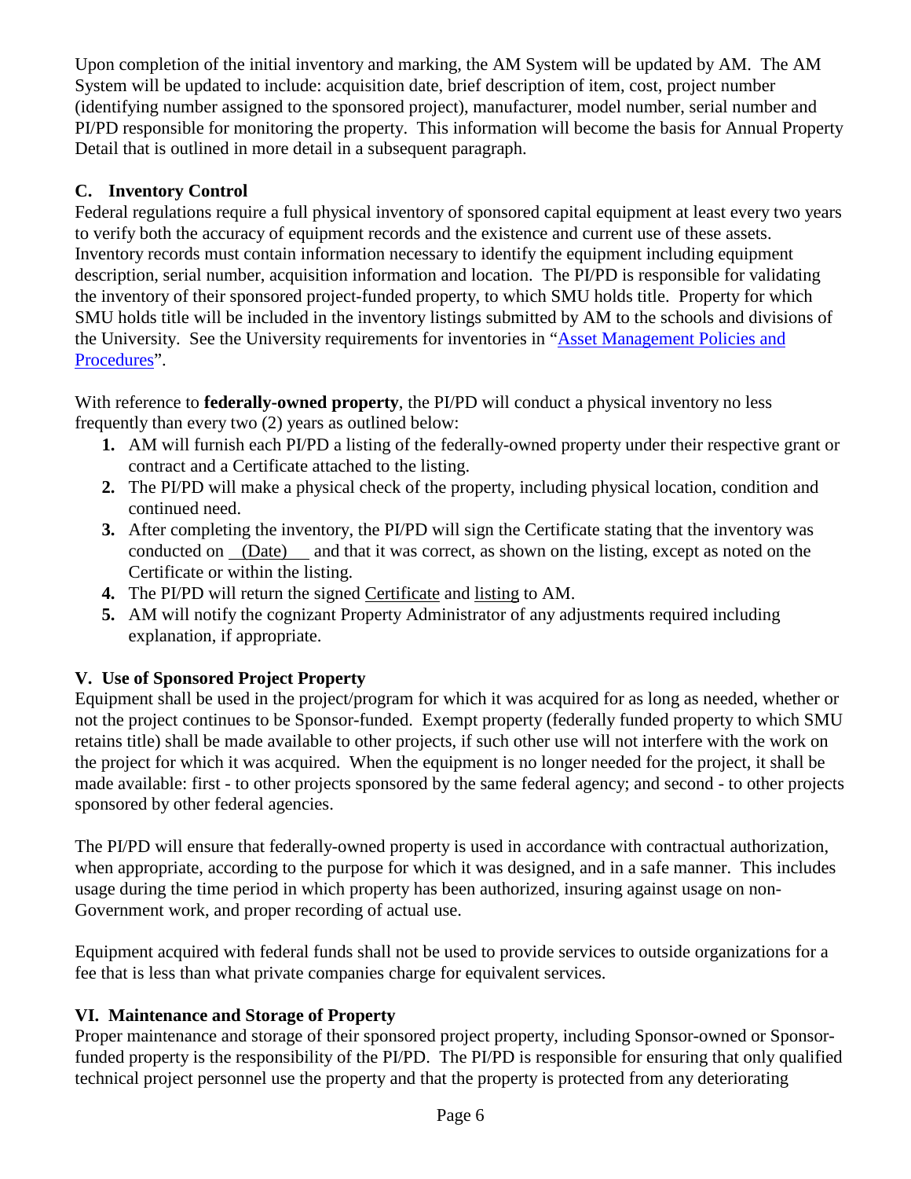Upon completion of the initial inventory and marking, the AM System will be updated by AM. The AM System will be updated to include: acquisition date, brief description of item, cost, project number (identifying number assigned to the sponsored project), manufacturer, model number, serial number and PI/PD responsible for monitoring the property. This information will become the basis for Annual Property Detail that is outlined in more detail in a subsequent paragraph.

### C. Inventory Control

Federal regulations require a full physical inventory of sponsored capital equipment at least every two years to verify both the accuracy of equipment records and the existence and current use of these assets. Inventory records must contain information necessary to identify the equipment including equipment description, serial number, acquisition information and location. The PI/PD is responsible for validating the inventory of their sponsored project-funded property, to which SMU holds title. Property for which SMU holds title will be included in the inventory listings submitted by AM to the schools and divisions of the University. See the University requirements for inventories in "Asset Management Policies and Procedures".

With reference to **federally-owned property**, the PI/PD will conduct a physical inventory no less frequently than every two (2) years as outlined below:

1. AM will furnish each PI/PD a listing of the federally-owned property under their respective grant or contract and a Certificate attached to the listing.
2. The PI/PD will make a physical check of the property, including physical location, condition and continued need.
3. After completing the inventory, the PI/PD will sign the Certificate stating that the inventory was conducted on \_\_(Date)\_\_ and that it was correct, as shown on the listing, except as noted on the Certificate or within the listing.
4. The PI/PD will return the signed Certificate and listing to AM.
5. AM will notify the cognizant Property Administrator of any adjustments required including explanation, if appropriate.

## V. Use of Sponsored Project Property

Equipment shall be used in the project/program for which it was acquired for as long as needed, whether or not the project continues to be Sponsor-funded. Exempt property (federally funded property to which SMU retains title) shall be made available to other projects, if such other use will not interfere with the work on the project for which it was acquired. When the equipment is no longer needed for the project, it shall be made available: first - to other projects sponsored by the same federal agency; and second - to other projects sponsored by other federal agencies.

The PI/PD will ensure that federally-owned property is used in accordance with contractual authorization, when appropriate, according to the purpose for which it was designed, and in a safe manner. This includes usage during the time period in which property has been authorized, insuring against usage on non-Government work, and proper recording of actual use.

Equipment acquired with federal funds shall not be used to provide services to outside organizations for a fee that is less than what private companies charge for equivalent services.

## VI. Maintenance and Storage of Property

Proper maintenance and storage of their sponsored project property, including Sponsor-owned or Sponsor-funded property is the responsibility of the PI/PD. The PI/PD is responsible for ensuring that only qualified technical project personnel use the property and that the property is protected from any deteriorating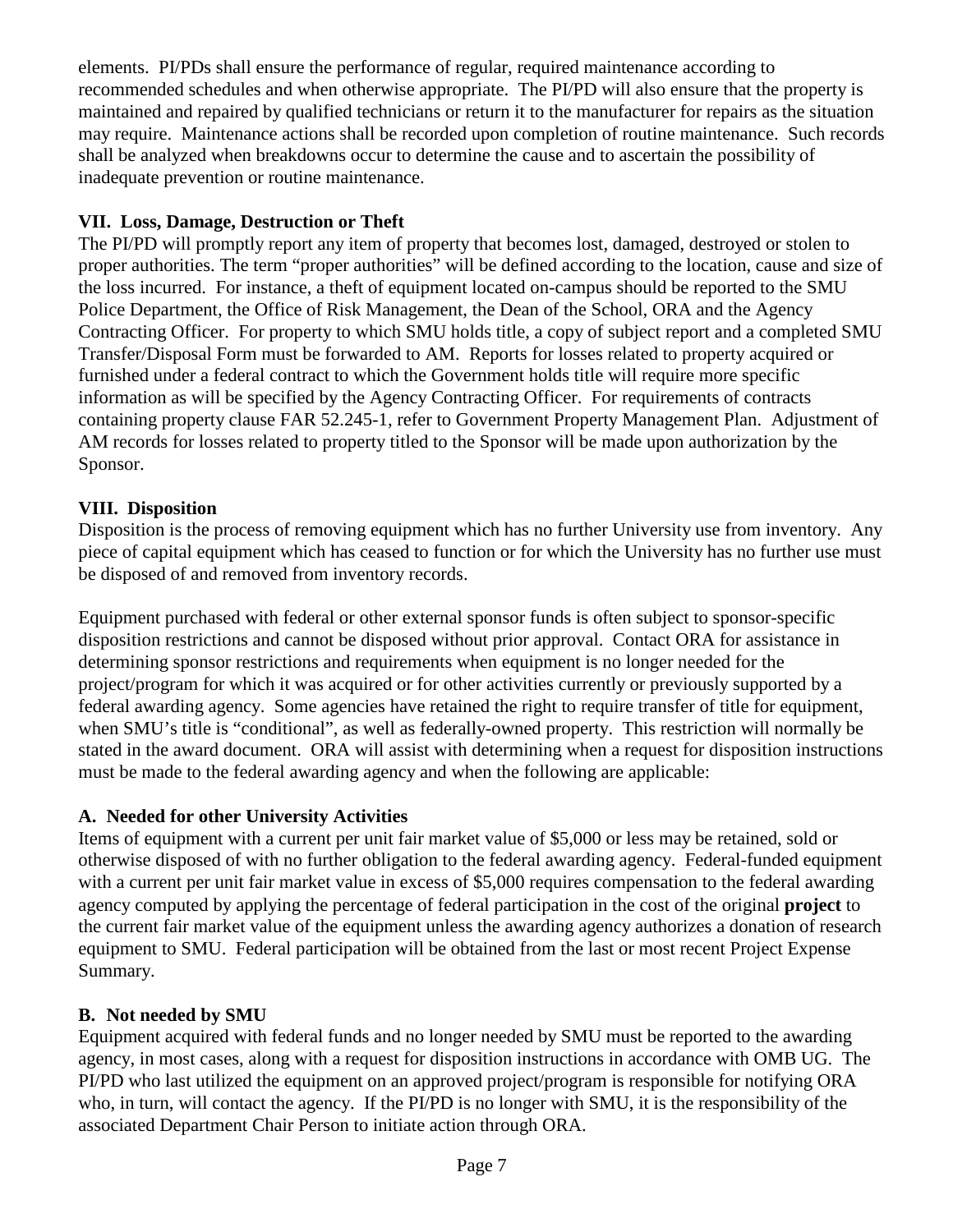elements. PI/PDs shall ensure the performance of regular, required maintenance according to recommended schedules and when otherwise appropriate. The PI/PD will also ensure that the property is maintained and repaired by qualified technicians or return it to the manufacturer for repairs as the situation may require. Maintenance actions shall be recorded upon completion of routine maintenance. Such records shall be analyzed when breakdowns occur to determine the cause and to ascertain the possibility of inadequate prevention or routine maintenance.

## VII. Loss, Damage, Destruction or Theft

The PI/PD will promptly report any item of property that becomes lost, damaged, destroyed or stolen to proper authorities. The term "proper authorities" will be defined according to the location, cause and size of the loss incurred. For instance, a theft of equipment located on-campus should be reported to the SMU Police Department, the Office of Risk Management, the Dean of the School, ORA and the Agency Contracting Officer. For property to which SMU holds title, a copy of subject report and a completed SMU Transfer/Disposal Form must be forwarded to AM. Reports for losses related to property acquired or furnished under a federal contract to which the Government holds title will require more specific information as will be specified by the Agency Contracting Officer. For requirements of contracts containing property clause FAR 52.245-1, refer to Government Property Management Plan. Adjustment of AM records for losses related to property titled to the Sponsor will be made upon authorization by the Sponsor.

## VIII. Disposition

Disposition is the process of removing equipment which has no further University use from inventory. Any piece of capital equipment which has ceased to function or for which the University has no further use must be disposed of and removed from inventory records.

Equipment purchased with federal or other external sponsor funds is often subject to sponsor-specific disposition restrictions and cannot be disposed without prior approval. Contact ORA for assistance in determining sponsor restrictions and requirements when equipment is no longer needed for the project/program for which it was acquired or for other activities currently or previously supported by a federal awarding agency. Some agencies have retained the right to require transfer of title for equipment, when SMU's title is "conditional", as well as federally-owned property. This restriction will normally be stated in the award document. ORA will assist with determining when a request for disposition instructions must be made to the federal awarding agency and when the following are applicable:

### A. Needed for other University Activities

Items of equipment with a current per unit fair market value of $5,000 or less may be retained, sold or otherwise disposed of with no further obligation to the federal awarding agency. Federal-funded equipment with a current per unit fair market value in excess of $5,000 requires compensation to the federal awarding agency computed by applying the percentage of federal participation in the cost of the original **project** to the current fair market value of the equipment unless the awarding agency authorizes a donation of research equipment to SMU. Federal participation will be obtained from the last or most recent Project Expense Summary.

### B. Not needed by SMU

Equipment acquired with federal funds and no longer needed by SMU must be reported to the awarding agency, in most cases, along with a request for disposition instructions in accordance with OMB UG. The PI/PD who last utilized the equipment on an approved project/program is responsible for notifying ORA who, in turn, will contact the agency. If the PI/PD is no longer with SMU, it is the responsibility of the associated Department Chair Person to initiate action through ORA.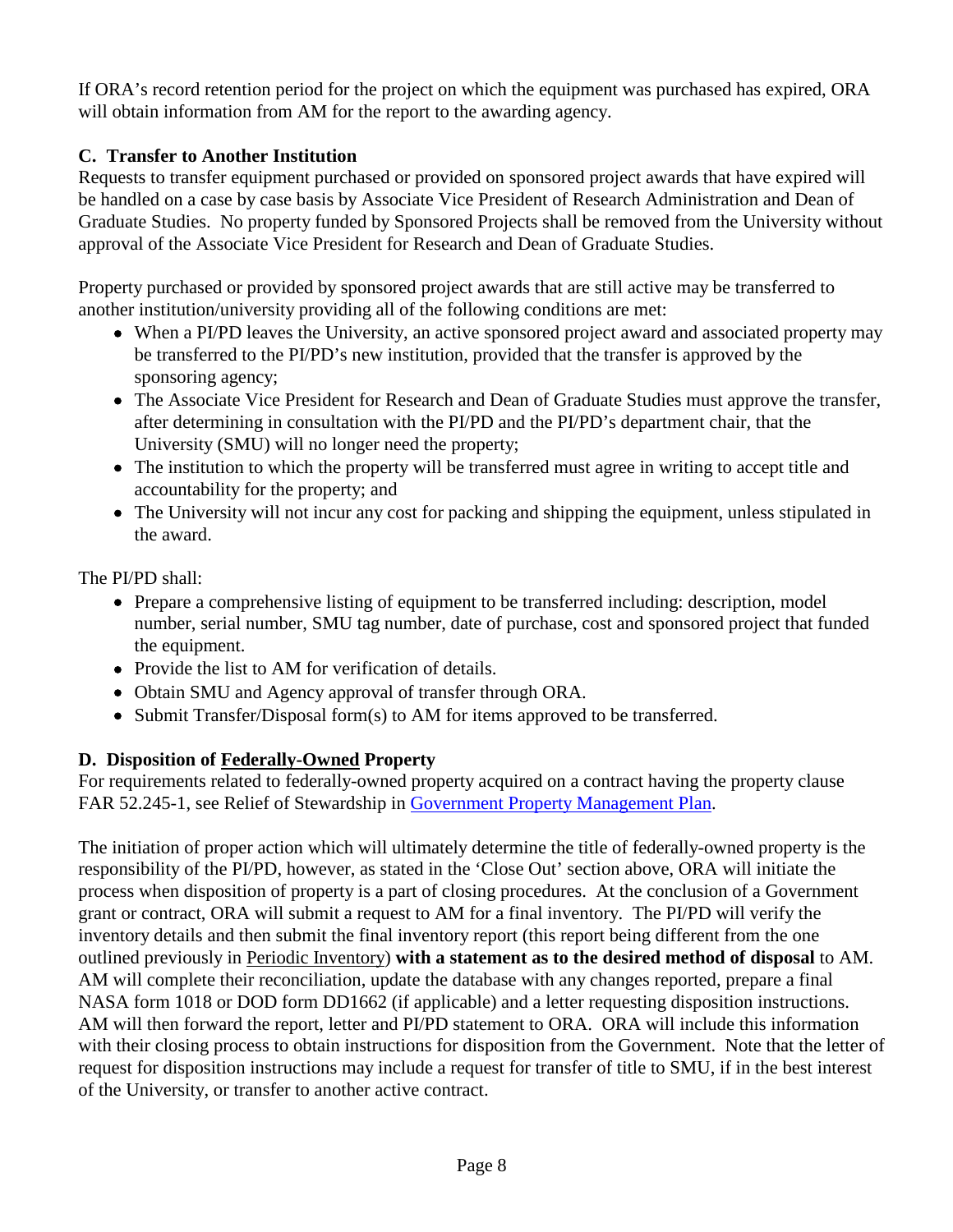If ORA's record retention period for the project on which the equipment was purchased has expired, ORA will obtain information from AM for the report to the awarding agency.

### C. Transfer to Another Institution

Requests to transfer equipment purchased or provided on sponsored project awards that have expired will be handled on a case by case basis by Associate Vice President of Research Administration and Dean of Graduate Studies. No property funded by Sponsored Projects shall be removed from the University without approval of the Associate Vice President for Research and Dean of Graduate Studies.

Property purchased or provided by sponsored project awards that are still active may be transferred to another institution/university providing all of the following conditions are met:

- When a PI/PD leaves the University, an active sponsored project award and associated property may be transferred to the PI/PD's new institution, provided that the transfer is approved by the sponsoring agency;
- The Associate Vice President for Research and Dean of Graduate Studies must approve the transfer, after determining in consultation with the PI/PD and the PI/PD's department chair, that the University (SMU) will no longer need the property;
- The institution to which the property will be transferred must agree in writing to accept title and accountability for the property; and
- The University will not incur any cost for packing and shipping the equipment, unless stipulated in the award.

The PI/PD shall:

- Prepare a comprehensive listing of equipment to be transferred including: description, model number, serial number, SMU tag number, date of purchase, cost and sponsored project that funded the equipment.
- Provide the list to AM for verification of details.
- Obtain SMU and Agency approval of transfer through ORA.
- Submit Transfer/Disposal form(s) to AM for items approved to be transferred.

### D. Disposition of Federally-Owned Property

For requirements related to federally-owned property acquired on a contract having the property clause FAR 52.245-1, see Relief of Stewardship in Government Property Management Plan.

The initiation of proper action which will ultimately determine the title of federally-owned property is the responsibility of the PI/PD, however, as stated in the 'Close Out' section above, ORA will initiate the process when disposition of property is a part of closing procedures. At the conclusion of a Government grant or contract, ORA will submit a request to AM for a final inventory. The PI/PD will verify the inventory details and then submit the final inventory report (this report being different from the one outlined previously in Periodic Inventory) **with a statement as to the desired method of disposal** to AM. AM will complete their reconciliation, update the database with any changes reported, prepare a final NASA form 1018 or DOD form DD1662 (if applicable) and a letter requesting disposition instructions. AM will then forward the report, letter and PI/PD statement to ORA. ORA will include this information with their closing process to obtain instructions for disposition from the Government. Note that the letter of request for disposition instructions may include a request for transfer of title to SMU, if in the best interest of the University, or transfer to another active contract.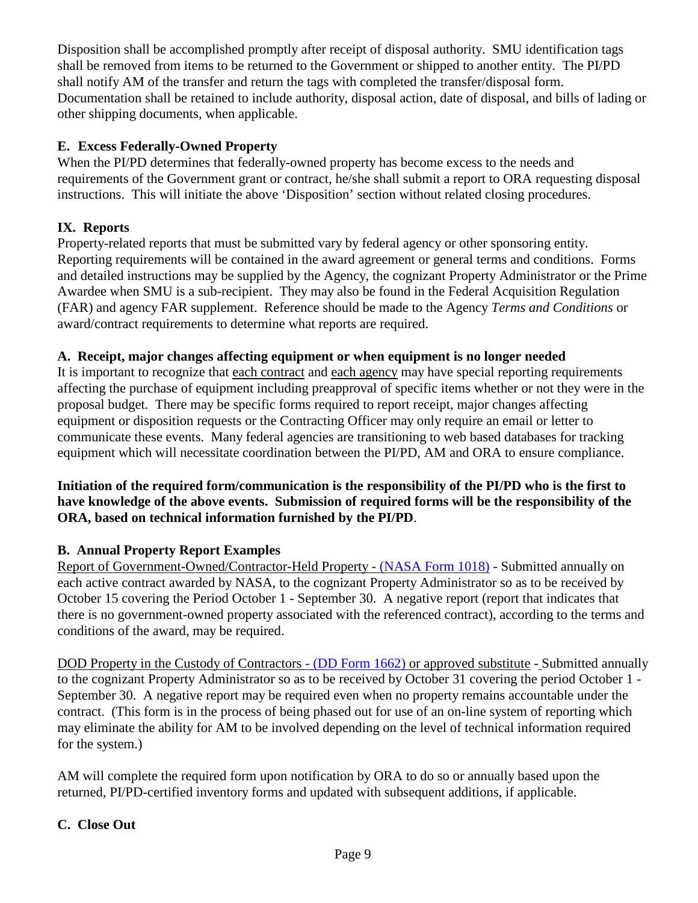Disposition shall be accomplished promptly after receipt of disposal authority. SMU identification tags shall be removed from items to be returned to the Government or shipped to another entity. The PI/PD shall notify AM of the transfer and return the tags with completed the transfer/disposal form. Documentation shall be retained to include authority, disposal action, date of disposal, and bills of lading or other shipping documents, when applicable.

### E. Excess Federally-Owned Property

When the PI/PD determines that federally-owned property has become excess to the needs and requirements of the Government grant or contract, he/she shall submit a report to ORA requesting disposal instructions. This will initiate the above 'Disposition' section without related closing procedures.

## IX. Reports

Property-related reports that must be submitted vary by federal agency or other sponsoring entity. Reporting requirements will be contained in the award agreement or general terms and conditions. Forms and detailed instructions may be supplied by the Agency, the cognizant Property Administrator or the Prime Awardee when SMU is a sub-recipient. They may also be found in the Federal Acquisition Regulation (FAR) and agency FAR supplement. Reference should be made to the Agency *Terms and Conditions* or award/contract requirements to determine what reports are required.

### A. Receipt, major changes affecting equipment or when equipment is no longer needed

It is important to recognize that each contract and each agency may have special reporting requirements affecting the purchase of equipment including preapproval of specific items whether or not they were in the proposal budget. There may be specific forms required to report receipt, major changes affecting equipment or disposition requests or the Contracting Officer may only require an email or letter to communicate these events. Many federal agencies are transitioning to web based databases for tracking equipment which will necessitate coordination between the PI/PD, AM and ORA to ensure compliance.

**Initiation of the required form/communication is the responsibility of the PI/PD who is the first to have knowledge of the above events. Submission of required forms will be the responsibility of the ORA, based on technical information furnished by the PI/PD**.

### B. Annual Property Report Examples

Report of Government-Owned/Contractor-Held Property - (NASA Form 1018) - Submitted annually on each active contract awarded by NASA, to the cognizant Property Administrator so as to be received by October 15 covering the Period October 1 - September 30. A negative report (report that indicates that there is no government-owned property associated with the referenced contract), according to the terms and conditions of the award, may be required.

DOD Property in the Custody of Contractors - (DD Form 1662) or approved substitute - Submitted annually to the cognizant Property Administrator so as to be received by October 31 covering the period October 1 - September 30. A negative report may be required even when no property remains accountable under the contract. (This form is in the process of being phased out for use of an on-line system of reporting which may eliminate the ability for AM to be involved depending on the level of technical information required for the system.)

AM will complete the required form upon notification by ORA to do so or annually based upon the returned, PI/PD-certified inventory forms and updated with subsequent additions, if applicable.

### C. Close Out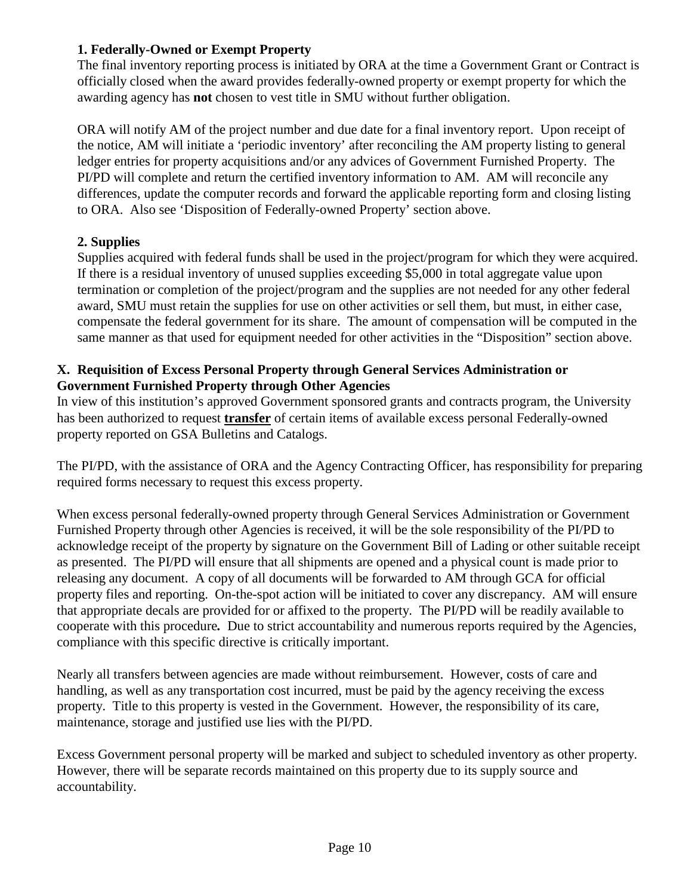**1. Federally-Owned or Exempt Property**

The final inventory reporting process is initiated by ORA at the time a Government Grant or Contract is officially closed when the award provides federally-owned property or exempt property for which the awarding agency has **not** chosen to vest title in SMU without further obligation.

ORA will notify AM of the project number and due date for a final inventory report. Upon receipt of the notice, AM will initiate a 'periodic inventory' after reconciling the AM property listing to general ledger entries for property acquisitions and/or any advices of Government Furnished Property. The PI/PD will complete and return the certified inventory information to AM. AM will reconcile any differences, update the computer records and forward the applicable reporting form and closing listing to ORA. Also see 'Disposition of Federally-owned Property' section above.

**2. Supplies**

Supplies acquired with federal funds shall be used in the project/program for which they were acquired. If there is a residual inventory of unused supplies exceeding $5,000 in total aggregate value upon termination or completion of the project/program and the supplies are not needed for any other federal award, SMU must retain the supplies for use on other activities or sell them, but must, in either case, compensate the federal government for its share. The amount of compensation will be computed in the same manner as that used for equipment needed for other activities in the "Disposition" section above.

## X. Requisition of Excess Personal Property through General Services Administration or Government Furnished Property through Other Agencies

In view of this institution's approved Government sponsored grants and contracts program, the University has been authorized to request **transfer** of certain items of available excess personal Federally-owned property reported on GSA Bulletins and Catalogs.

The PI/PD, with the assistance of ORA and the Agency Contracting Officer, has responsibility for preparing required forms necessary to request this excess property.

When excess personal federally-owned property through General Services Administration or Government Furnished Property through other Agencies is received, it will be the sole responsibility of the PI/PD to acknowledge receipt of the property by signature on the Government Bill of Lading or other suitable receipt as presented. The PI/PD will ensure that all shipments are opened and a physical count is made prior to releasing any document. A copy of all documents will be forwarded to AM through GCA for official property files and reporting. On-the-spot action will be initiated to cover any discrepancy. AM will ensure that appropriate decals are provided for or affixed to the property. The PI/PD will be readily available to cooperate with this procedure**.** Due to strict accountability and numerous reports required by the Agencies, compliance with this specific directive is critically important.

Nearly all transfers between agencies are made without reimbursement. However, costs of care and handling, as well as any transportation cost incurred, must be paid by the agency receiving the excess property. Title to this property is vested in the Government. However, the responsibility of its care, maintenance, storage and justified use lies with the PI/PD.

Excess Government personal property will be marked and subject to scheduled inventory as other property. However, there will be separate records maintained on this property due to its supply source and accountability.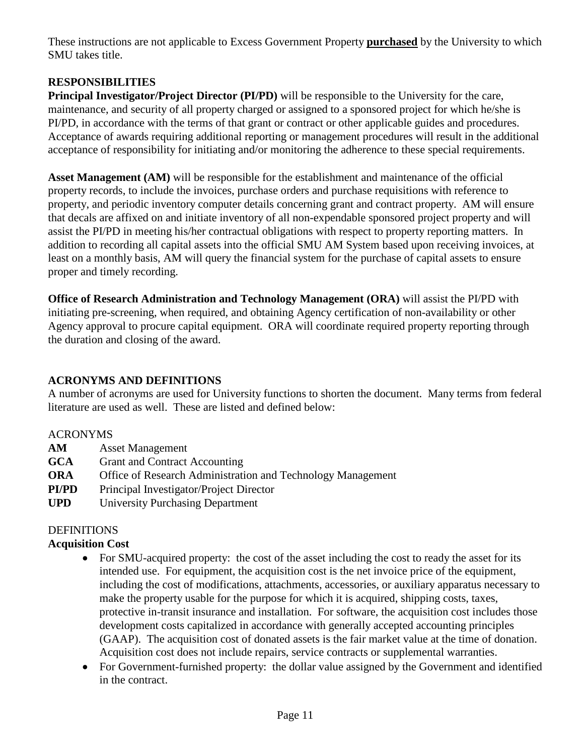These instructions are not applicable to Excess Government Property **purchased** by the University to which SMU takes title.

**RESPONSIBILITIES**

**Principal Investigator/Project Director (PI/PD)** will be responsible to the University for the care, maintenance, and security of all property charged or assigned to a sponsored project for which he/she is PI/PD, in accordance with the terms of that grant or contract or other applicable guides and procedures. Acceptance of awards requiring additional reporting or management procedures will result in the additional acceptance of responsibility for initiating and/or monitoring the adherence to these special requirements.

**Asset Management (AM)** will be responsible for the establishment and maintenance of the official property records, to include the invoices, purchase orders and purchase requisitions with reference to property, and periodic inventory computer details concerning grant and contract property. AM will ensure that decals are affixed on and initiate inventory of all non-expendable sponsored project property and will assist the PI/PD in meeting his/her contractual obligations with respect to property reporting matters. In addition to recording all capital assets into the official SMU AM System based upon receiving invoices, at least on a monthly basis, AM will query the financial system for the purchase of capital assets to ensure proper and timely recording.

**Office of Research Administration and Technology Management (ORA)** will assist the PI/PD with initiating pre-screening, when required, and obtaining Agency certification of non-availability or other Agency approval to procure capital equipment. ORA will coordinate required property reporting through the duration and closing of the award.

**ACRONYMS AND DEFINITIONS**

A number of acronyms are used for University functions to shorten the document. Many terms from federal literature are used as well. These are listed and defined below:

ACRONYMS

**AM** Asset Management
**GCA** Grant and Contract Accounting
**ORA** Office of Research Administration and Technology Management
**PI/PD** Principal Investigator/Project Director
**UPD** University Purchasing Department

DEFINITIONS

**Acquisition Cost**

- For SMU-acquired property: the cost of the asset including the cost to ready the asset for its intended use. For equipment, the acquisition cost is the net invoice price of the equipment, including the cost of modifications, attachments, accessories, or auxiliary apparatus necessary to make the property usable for the purpose for which it is acquired, shipping costs, taxes, protective in-transit insurance and installation. For software, the acquisition cost includes those development costs capitalized in accordance with generally accepted accounting principles (GAAP). The acquisition cost of donated assets is the fair market value at the time of donation. Acquisition cost does not include repairs, service contracts or supplemental warranties.
- For Government-furnished property: the dollar value assigned by the Government and identified in the contract.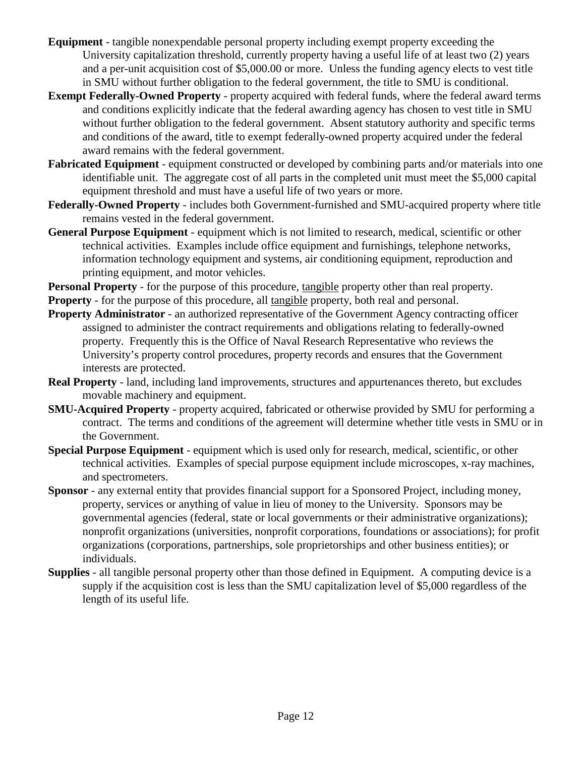**Equipment** - tangible nonexpendable personal property including exempt property exceeding the University capitalization threshold, currently property having a useful life of at least two (2) years and a per-unit acquisition cost of $5,000.00 or more. Unless the funding agency elects to vest title in SMU without further obligation to the federal government, the title to SMU is conditional.

**Exempt Federally-Owned Property** - property acquired with federal funds, where the federal award terms and conditions explicitly indicate that the federal awarding agency has chosen to vest title in SMU without further obligation to the federal government. Absent statutory authority and specific terms and conditions of the award, title to exempt federally-owned property acquired under the federal award remains with the federal government.

**Fabricated Equipment** - equipment constructed or developed by combining parts and/or materials into one identifiable unit. The aggregate cost of all parts in the completed unit must meet the $5,000 capital equipment threshold and must have a useful life of two years or more.

**Federally-Owned Property** - includes both Government-furnished and SMU-acquired property where title remains vested in the federal government.

**General Purpose Equipment** - equipment which is not limited to research, medical, scientific or other technical activities. Examples include office equipment and furnishings, telephone networks, information technology equipment and systems, air conditioning equipment, reproduction and printing equipment, and motor vehicles.

**Personal Property** - for the purpose of this procedure, <u>tangible</u> property other than real property.

**Property** - for the purpose of this procedure, all <u>tangible</u> property, both real and personal.

**Property Administrator** - an authorized representative of the Government Agency contracting officer assigned to administer the contract requirements and obligations relating to federally-owned property. Frequently this is the Office of Naval Research Representative who reviews the University's property control procedures, property records and ensures that the Government interests are protected.

**Real Property** - land, including land improvements, structures and appurtenances thereto, but excludes movable machinery and equipment.

**SMU-Acquired Property** - property acquired, fabricated or otherwise provided by SMU for performing a contract. The terms and conditions of the agreement will determine whether title vests in SMU or in the Government.

**Special Purpose Equipment** - equipment which is used only for research, medical, scientific, or other technical activities. Examples of special purpose equipment include microscopes, x-ray machines, and spectrometers.

**Sponsor** - any external entity that provides financial support for a Sponsored Project, including money, property, services or anything of value in lieu of money to the University. Sponsors may be governmental agencies (federal, state or local governments or their administrative organizations); nonprofit organizations (universities, nonprofit corporations, foundations or associations); for profit organizations (corporations, partnerships, sole proprietorships and other business entities); or individuals.

**Supplies** - all tangible personal property other than those defined in Equipment. A computing device is a supply if the acquisition cost is less than the SMU capitalization level of $5,000 regardless of the length of its useful life.